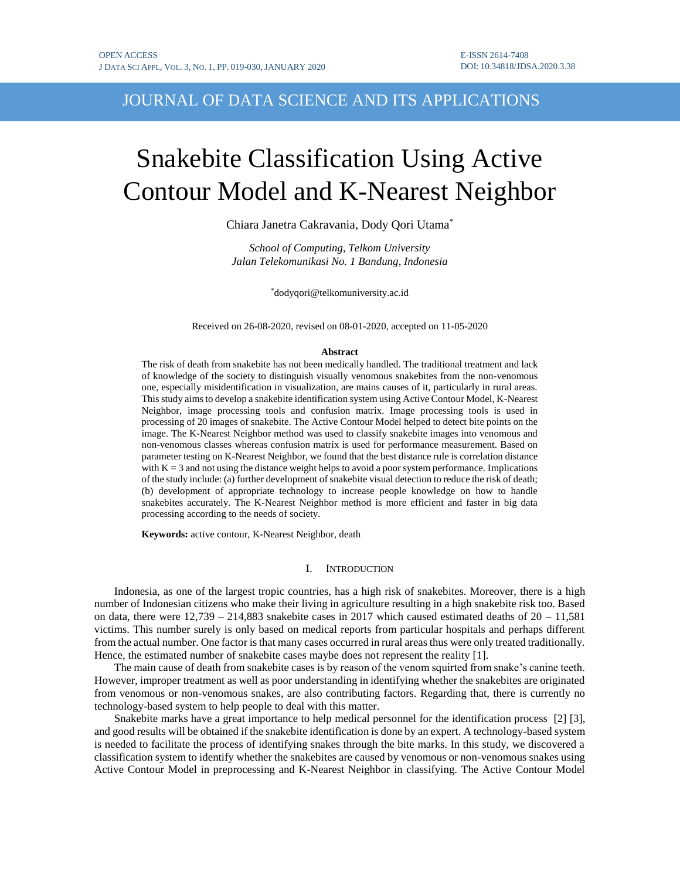# Snakebite Classification Using Active Contour Model and K-Nearest Neighbor

Chiara Janetra Cakravania, Dody Qori Utama*

*School of Computing, Telkom University*
*Jalan Telekomunikasi No. 1 Bandung, Indonesia*

*dodyqori@telkomuniversity.ac.id

Received on 26-08-2020, revised on 08-01-2020, accepted on 11-05-2020

## Abstract

The risk of death from snakebite has not been medically handled. The traditional treatment and lack of knowledge of the society to distinguish visually venomous snakebites from the non-venomous one, especially misidentification in visualization, are mains causes of it, particularly in rural areas. This study aims to develop a snakebite identification system using Active Contour Model, K-Nearest Neighbor, image processing tools and confusion matrix. Image processing tools is used in processing of 20 images of snakebite. The Active Contour Model helped to detect bite points on the image. The K-Nearest Neighbor method was used to classify snakebite images into venomous and non-venomous classes whereas confusion matrix is used for performance measurement. Based on parameter testing on K-Nearest Neighbor, we found that the best distance rule is correlation distance with K = 3 and not using the distance weight helps to avoid a poor system performance. Implications of the study include: (a) further development of snakebite visual detection to reduce the risk of death; (b) development of appropriate technology to increase people knowledge on how to handle snakebites accurately. The K-Nearest Neighbor method is more efficient and faster in big data processing according to the needs of society.

**Keywords:** active contour, K-Nearest Neighbor, death

## I. Introduction

Indonesia, as one of the largest tropic countries, has a high risk of snakebites. Moreover, there is a high number of Indonesian citizens who make their living in agriculture resulting in a high snakebite risk too. Based on data, there were 12,739 – 214,883 snakebite cases in 2017 which caused estimated deaths of 20 – 11,581 victims. This number surely is only based on medical reports from particular hospitals and perhaps different from the actual number. One factor is that many cases occurred in rural areas thus were only treated traditionally. Hence, the estimated number of snakebite cases maybe does not represent the reality [1].

The main cause of death from snakebite cases is by reason of the venom squirted from snake's canine teeth. However, improper treatment as well as poor understanding in identifying whether the snakebites are originated from venomous or non-venomous snakes, are also contributing factors. Regarding that, there is currently no technology-based system to help people to deal with this matter.

Snakebite marks have a great importance to help medical personnel for the identification process [2] [3], and good results will be obtained if the snakebite identification is done by an expert. A technology-based system is needed to facilitate the process of identifying snakes through the bite marks. In this study, we discovered a classification system to identify whether the snakebites are caused by venomous or non-venomous snakes using Active Contour Model in preprocessing and K-Nearest Neighbor in classifying. The Active Contour Model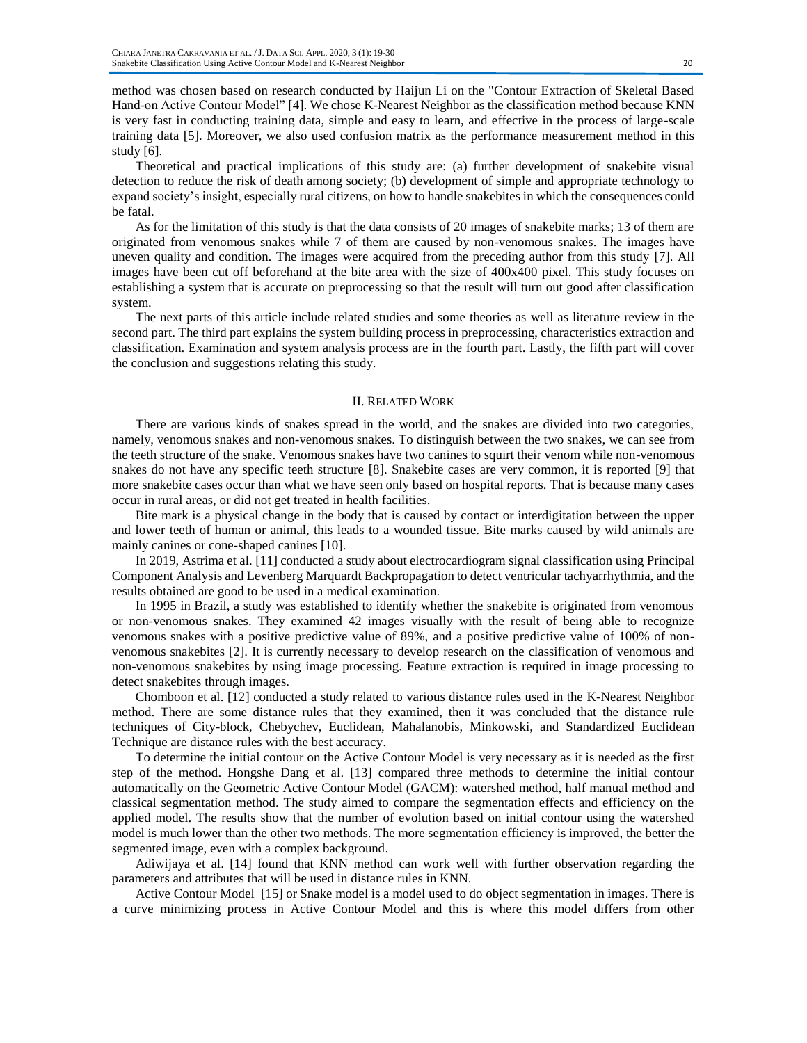method was chosen based on research conducted by Haijun Li on the "Contour Extraction of Skeletal Based Hand-on Active Contour Model" [4]. We chose K-Nearest Neighbor as the classification method because KNN is very fast in conducting training data, simple and easy to learn, and effective in the process of large-scale training data [5]. Moreover, we also used confusion matrix as the performance measurement method in this study [6].

Theoretical and practical implications of this study are: (a) further development of snakebite visual detection to reduce the risk of death among society; (b) development of simple and appropriate technology to expand society's insight, especially rural citizens, on how to handle snakebites in which the consequences could be fatal.

As for the limitation of this study is that the data consists of 20 images of snakebite marks; 13 of them are originated from venomous snakes while 7 of them are caused by non-venomous snakes. The images have uneven quality and condition. The images were acquired from the preceding author from this study [7]. All images have been cut off beforehand at the bite area with the size of 400x400 pixel. This study focuses on establishing a system that is accurate on preprocessing so that the result will turn out good after classification system.

The next parts of this article include related studies and some theories as well as literature review in the second part. The third part explains the system building process in preprocessing, characteristics extraction and classification. Examination and system analysis process are in the fourth part. Lastly, the fifth part will cover the conclusion and suggestions relating this study.

## II. Related Work

There are various kinds of snakes spread in the world, and the snakes are divided into two categories, namely, venomous snakes and non-venomous snakes. To distinguish between the two snakes, we can see from the teeth structure of the snake. Venomous snakes have two canines to squirt their venom while non-venomous snakes do not have any specific teeth structure [8]. Snakebite cases are very common, it is reported [9] that more snakebite cases occur than what we have seen only based on hospital reports. That is because many cases occur in rural areas, or did not get treated in health facilities.

Bite mark is a physical change in the body that is caused by contact or interdigitation between the upper and lower teeth of human or animal, this leads to a wounded tissue. Bite marks caused by wild animals are mainly canines or cone-shaped canines [10].

In 2019, Astrima et al. [11] conducted a study about electrocardiogram signal classification using Principal Component Analysis and Levenberg Marquardt Backpropagation to detect ventricular tachyarrhythmia, and the results obtained are good to be used in a medical examination.

In 1995 in Brazil, a study was established to identify whether the snakebite is originated from venomous or non-venomous snakes. They examined 42 images visually with the result of being able to recognize venomous snakes with a positive predictive value of 89%, and a positive predictive value of 100% of non-venomous snakebites [2]. It is currently necessary to develop research on the classification of venomous and non-venomous snakebites by using image processing. Feature extraction is required in image processing to detect snakebites through images.

Chomboon et al. [12] conducted a study related to various distance rules used in the K-Nearest Neighbor method. There are some distance rules that they examined, then it was concluded that the distance rule techniques of City-block, Chebychev, Euclidean, Mahalanobis, Minkowski, and Standardized Euclidean Technique are distance rules with the best accuracy.

To determine the initial contour on the Active Contour Model is very necessary as it is needed as the first step of the method. Hongshe Dang et al. [13] compared three methods to determine the initial contour automatically on the Geometric Active Contour Model (GACM): watershed method, half manual method and classical segmentation method. The study aimed to compare the segmentation effects and efficiency on the applied model. The results show that the number of evolution based on initial contour using the watershed model is much lower than the other two methods. The more segmentation efficiency is improved, the better the segmented image, even with a complex background.

Adiwijaya et al. [14] found that KNN method can work well with further observation regarding the parameters and attributes that will be used in distance rules in KNN.

Active Contour Model [15] or Snake model is a model used to do object segmentation in images. There is a curve minimizing process in Active Contour Model and this is where this model differs from other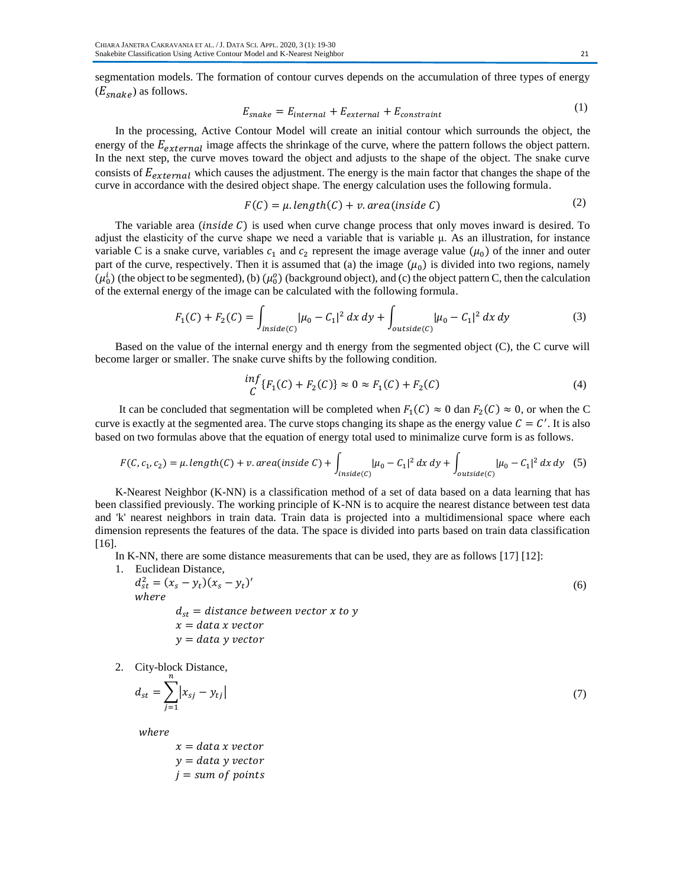segmentation models. The formation of contour curves depends on the accumulation of three types of energy ($E_{snake}$) as follows.

$$E_{snake} = E_{internal} + E_{external} + E_{constraint} \tag{1}$$

In the processing, Active Contour Model will create an initial contour which surrounds the object, the energy of the $E_{external}$ image affects the shrinkage of the curve, where the pattern follows the object pattern. In the next step, the curve moves toward the object and adjusts to the shape of the object. The snake curve consists of $E_{external}$ which causes the adjustment. The energy is the main factor that changes the shape of the curve in accordance with the desired object shape. The energy calculation uses the following formula.

$$F(C) = \mu.length(C) + v.area(inside\ C) \tag{2}$$

The variable area ($inside\ C$) is used when curve change process that only moves inward is desired. To adjust the elasticity of the curve shape we need a variable that is variable μ. As an illustration, for instance variable C is a snake curve, variables $c_1$ and $c_2$ represent the image average value ($\mu_0$) of the inner and outer part of the curve, respectively. Then it is assumed that (a) the image ($\mu_0$) is divided into two regions, namely ($\mu_0^i$) (the object to be segmented), (b) ($\mu_0^o$) (background object), and (c) the object pattern C, then the calculation of the external energy of the image can be calculated with the following formula.

$$F_1(C) + F_2(C) = \int_{inside(C)} |\mu_0 - C_1|^2\, dx\, dy + \int_{outside(C)} |\mu_0 - C_1|^2\, dx\, dy \tag{3}$$

Based on the value of the internal energy and th energy from the segmented object (C), the C curve will become larger or smaller. The snake curve shifts by the following condition.

$$\inf_{C}\{F_1(C) + F_2(C)\} \approx 0 \approx F_1(C) + F_2(C) \tag{4}$$

It can be concluded that segmentation will be completed when $F_1(C) \approx 0$ dan $F_2(C) \approx 0$, or when the C curve is exactly at the segmented area. The curve stops changing its shape as the energy value $C = C'$. It is also based on two formulas above that the equation of energy total used to minimalize curve form is as follows.

$$F(C, c_1, c_2) = \mu.length(C) + v.area(inside\ C) + \int_{inside(C)} |\mu_0 - C_1|^2\, dx\, dy + \int_{outside(C)} |\mu_0 - C_1|^2\, dx\, dy \tag{5}$$

K-Nearest Neighbor (K-NN) is a classification method of a set of data based on a data learning that has been classified previously. The working principle of K-NN is to acquire the nearest distance between test data and 'k' nearest neighbors in train data. Train data is projected into a multidimensional space where each dimension represents the features of the data. The space is divided into parts based on train data classification [16].

In K-NN, there are some distance measurements that can be used, they are as follows [17] [12]:

1. Euclidean Distance,

$$d_{st}^2 = (x_s - y_t)(x_s - y_t)' \tag{6}$$

   *where*

   $d_{st} = distance\ between\ vector\ x\ to\ y$
   $x = data\ x\ vector$
   $y = data\ y\ vector$

2. City-block Distance,

$$d_{st} = \sum_{j=1}^{n} |x_{sj} - y_{tj}| \tag{7}$$

   *where*

   $x = data\ x\ vector$
   $y = data\ y\ vector$
   $j = sum\ of\ points$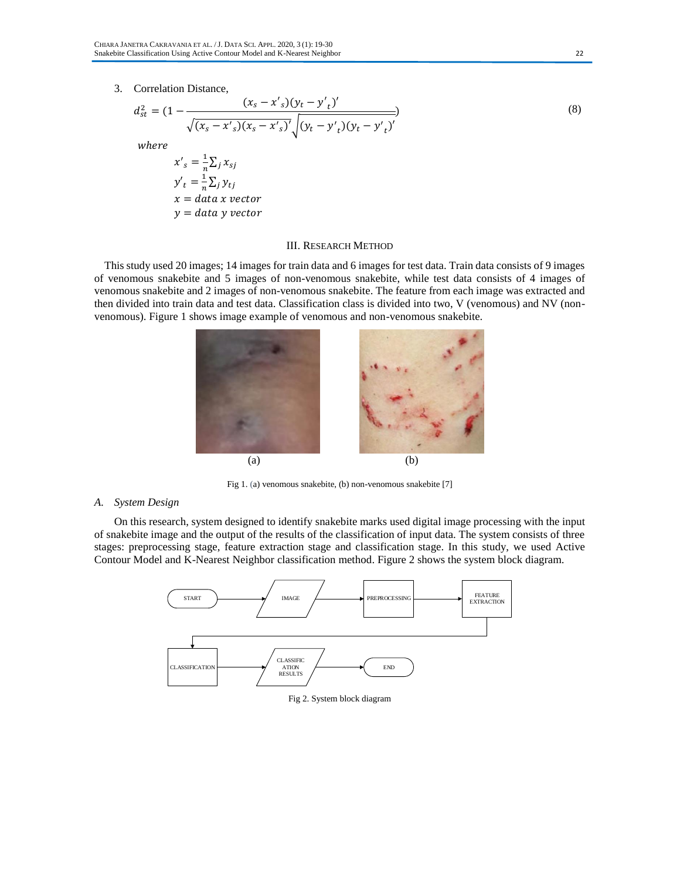3. Correlation Distance,

$$d_{st}^2 = (1 - \frac{(x_s - x'_s)(y_t - y'_t)'}{\sqrt{(x_s - x'_s)(x_s - x'_s)'}\sqrt{(y_t - y'_t)(y_t - y'_t)'}}) \tag{8}$$

*where*

$x'_s = \frac{1}{n}\sum_j x_{sj}$

$y'_t = \frac{1}{n}\sum_j y_{tj}$

$x = data\ x\ vector$

$y = data\ y\ vector$

## III. Research Method

This study used 20 images; 14 images for train data and 6 images for test data. Train data consists of 9 images of venomous snakebite and 5 images of non-venomous snakebite, while test data consists of 4 images of venomous snakebite and 2 images of non-venomous snakebite. The feature from each image was extracted and then divided into train data and test data. Classification class is divided into two, V (venomous) and NV (non-venomous). Figure 1 shows image example of venomous and non-venomous snakebite.

(a) (b)

Fig 1. (a) venomous snakebite, (b) non-venomous snakebite [7]

### *A. System Design*

On this research, system designed to identify snakebite marks used digital image processing with the input of snakebite image and the output of the results of the classification of input data. The system consists of three stages: preprocessing stage, feature extraction stage and classification stage. In this study, we used Active Contour Model and K-Nearest Neighbor classification method. Figure 2 shows the system block diagram.

START → IMAGE → PREPROCESSING → FEATURE EXTRACTION → CLASSIFICATION → CLASSIFICATION RESULTS → END

Fig 2. System block diagram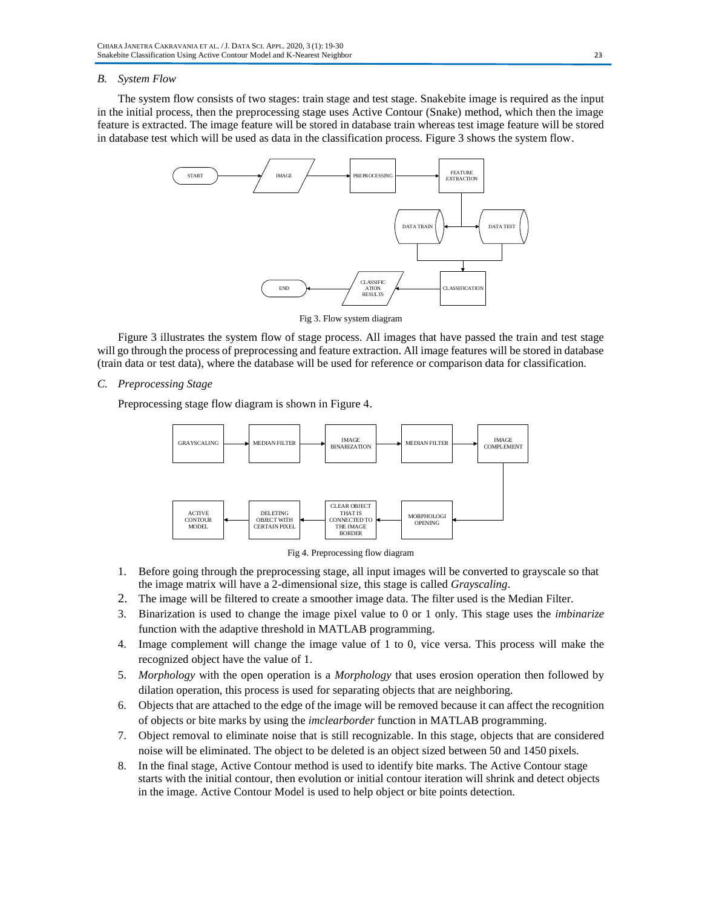### B. System Flow

The system flow consists of two stages: train stage and test stage. Snakebite image is required as the input in the initial process, then the preprocessing stage uses Active Contour (Snake) method, which then the image feature is extracted. The image feature will be stored in database train whereas test image feature will be stored in database test which will be used as data in the classification process. Figure 3 shows the system flow.

Fig 3. Flow system diagram

Figure 3 illustrates the system flow of stage process. All images that have passed the train and test stage will go through the process of preprocessing and feature extraction. All image features will be stored in database (train data or test data), where the database will be used for reference or comparison data for classification.

### C. Preprocessing Stage

Preprocessing stage flow diagram is shown in Figure 4.

Fig 4. Preprocessing flow diagram

1. Before going through the preprocessing stage, all input images will be converted to grayscale so that the image matrix will have a 2-dimensional size, this stage is called *Grayscaling*.
2. The image will be filtered to create a smoother image data. The filter used is the Median Filter.
3. Binarization is used to change the image pixel value to 0 or 1 only. This stage uses the *imbinarize* function with the adaptive threshold in MATLAB programming.
4. Image complement will change the image value of 1 to 0, vice versa. This process will make the recognized object have the value of 1.
5. *Morphology* with the open operation is a *Morphology* that uses erosion operation then followed by dilation operation, this process is used for separating objects that are neighboring.
6. Objects that are attached to the edge of the image will be removed because it can affect the recognition of objects or bite marks by using the *imclearborder* function in MATLAB programming.
7. Object removal to eliminate noise that is still recognizable. In this stage, objects that are considered noise will be eliminated. The object to be deleted is an object sized between 50 and 1450 pixels.
8. In the final stage, Active Contour method is used to identify bite marks. The Active Contour stage starts with the initial contour, then evolution or initial contour iteration will shrink and detect objects in the image. Active Contour Model is used to help object or bite points detection.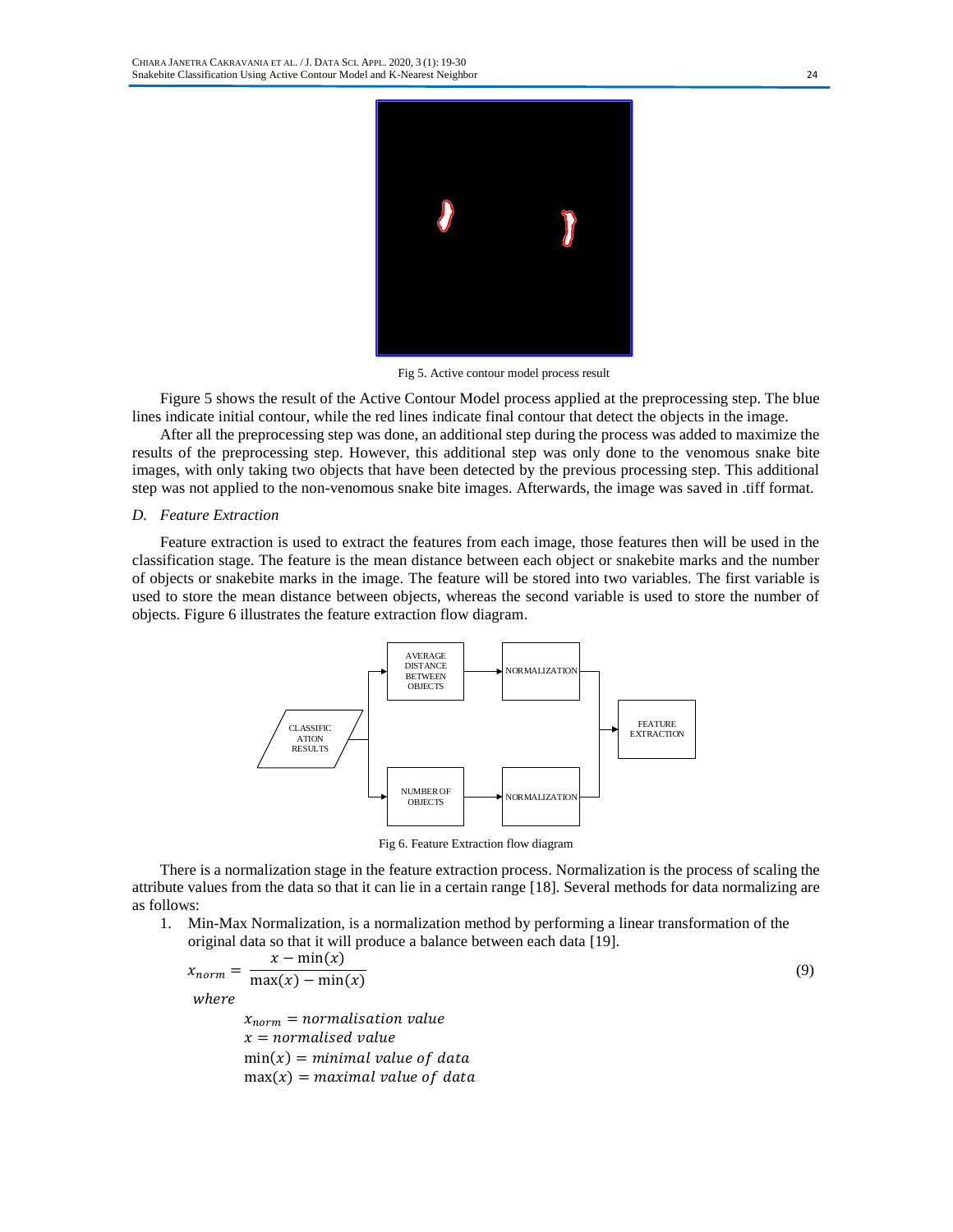Fig 5. Active contour model process result

Figure 5 shows the result of the Active Contour Model process applied at the preprocessing step. The blue lines indicate initial contour, while the red lines indicate final contour that detect the objects in the image.

After all the preprocessing step was done, an additional step during the process was added to maximize the results of the preprocessing step. However, this additional step was only done to the venomous snake bite images, with only taking two objects that have been detected by the previous processing step. This additional step was not applied to the non-venomous snake bite images. Afterwards, the image was saved in .tiff format.

### *D. Feature Extraction*

Feature extraction is used to extract the features from each image, those features then will be used in the classification stage. The feature is the mean distance between each object or snakebite marks and the number of objects or snakebite marks in the image. The feature will be stored into two variables. The first variable is used to store the mean distance between objects, whereas the second variable is used to store the number of objects. Figure 6 illustrates the feature extraction flow diagram.

Fig 6. Feature Extraction flow diagram

There is a normalization stage in the feature extraction process. Normalization is the process of scaling the attribute values from the data so that it can lie in a certain range [18]. Several methods for data normalizing are as follows:

1. Min-Max Normalization, is a normalization method by performing a linear transformation of the original data so that it will produce a balance between each data [19].

$$x_{norm} = \frac{x - \min(x)}{\max(x) - \min(x)} \tag{9}$$

*where*

$x_{norm}$ = *normalisation value*
$x$ = *normalised value*
$\min(x)$ = *minimal value of data*
$\max(x)$ = *maximal value of data*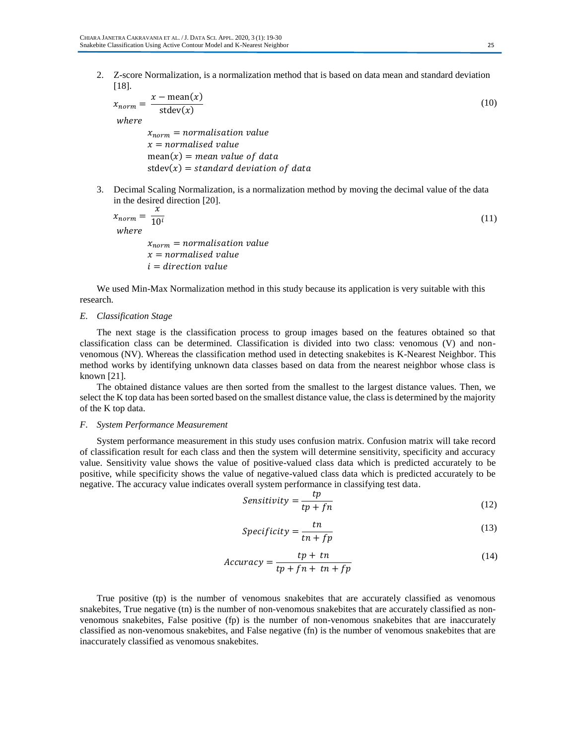2. Z-score Normalization, is a normalization method that is based on data mean and standard deviation [18].

$$x_{norm} = \frac{x - \text{mean}(x)}{\text{stdev}(x)} \tag{10}$$

*where*

$x_{norm} = normalisation\ value$
$x = normalised\ value$
$\text{mean}(x) = mean\ value\ of\ data$
$\text{stdev}(x) = standard\ deviation\ of\ data$

3. Decimal Scaling Normalization, is a normalization method by moving the decimal value of the data in the desired direction [20].

$$x_{norm} = \frac{x}{10^i} \tag{11}$$

*where*

$x_{norm} = normalisation\ value$
$x = normalised\ value$
$i = direction\ value$

We used Min-Max Normalization method in this study because its application is very suitable with this research.

### *E. Classification Stage*

The next stage is the classification process to group images based on the features obtained so that classification class can be determined. Classification is divided into two class: venomous (V) and non-venomous (NV). Whereas the classification method used in detecting snakebites is K-Nearest Neighbor. This method works by identifying unknown data classes based on data from the nearest neighbor whose class is known [21].

The obtained distance values are then sorted from the smallest to the largest distance values. Then, we select the K top data has been sorted based on the smallest distance value, the class is determined by the majority of the K top data.

### *F. System Performance Measurement*

System performance measurement in this study uses confusion matrix. Confusion matrix will take record of classification result for each class and then the system will determine sensitivity, specificity and accuracy value. Sensitivity value shows the value of positive-valued class data which is predicted accurately to be positive, while specificity shows the value of negative-valued class data which is predicted accurately to be negative. The accuracy value indicates overall system performance in classifying test data.

$$Sensitivity = \frac{tp}{tp + fn} \tag{12}$$

$$Specificity = \frac{tn}{tn + fp} \tag{13}$$

$$Accuracy = \frac{tp + tn}{tp + fn + tn + fp} \tag{14}$$

True positive (tp) is the number of venomous snakebites that are accurately classified as venomous snakebites, True negative (tn) is the number of non-venomous snakebites that are accurately classified as non-venomous snakebites, False positive (fp) is the number of non-venomous snakebites that are inaccurately classified as non-venomous snakebites, and False negative (fn) is the number of venomous snakebites that are inaccurately classified as venomous snakebites.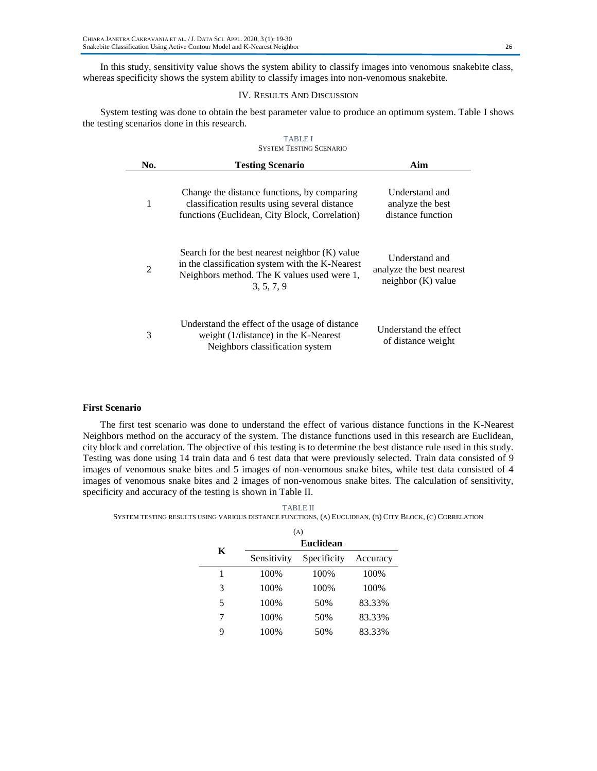In this study, sensitivity value shows the system ability to classify images into venomous snakebite class, whereas specificity shows the system ability to classify images into non-venomous snakebite.

## IV. Results And Discussion

System testing was done to obtain the best parameter value to produce an optimum system. Table I shows the testing scenarios done in this research.

TABLE I
SYSTEM TESTING SCENARIO

| No. | Testing Scenario | Aim |
|---|---|---|
| 1 | Change the distance functions, by comparing classification results using several distance functions (Euclidean, City Block, Correlation) | Understand and analyze the best distance function |
| 2 | Search for the best nearest neighbor (K) value in the classification system with the K-Nearest Neighbors method. The K values used were 1, 3, 5, 7, 9 | Understand and analyze the best nearest neighbor (K) value |
| 3 | Understand the effect of the usage of distance weight (1/distance) in the K-Nearest Neighbors classification system | Understand the effect of distance weight |

### First Scenario

The first test scenario was done to understand the effect of various distance functions in the K-Nearest Neighbors method on the accuracy of the system. The distance functions used in this research are Euclidean, city block and correlation. The objective of this testing is to determine the best distance rule used in this study. Testing was done using 14 train data and 6 test data that were previously selected. Train data consisted of 9 images of venomous snake bites and 5 images of non-venomous snake bites, while test data consisted of 4 images of venomous snake bites and 2 images of non-venomous snake bites. The calculation of sensitivity, specificity and accuracy of the testing is shown in Table II.

TABLE II
SYSTEM TESTING RESULTS USING VARIOUS DISTANCE FUNCTIONS, (A) EUCLIDEAN, (B) CITY BLOCK, (C) CORRELATION

(A)

| K | Euclidean | | |
|---|---|---|---|
| | Sensitivity | Specificity | Accuracy |
| 1 | 100% | 100% | 100% |
| 3 | 100% | 100% | 100% |
| 5 | 100% | 50% | 83.33% |
| 7 | 100% | 50% | 83.33% |
| 9 | 100% | 50% | 83.33% |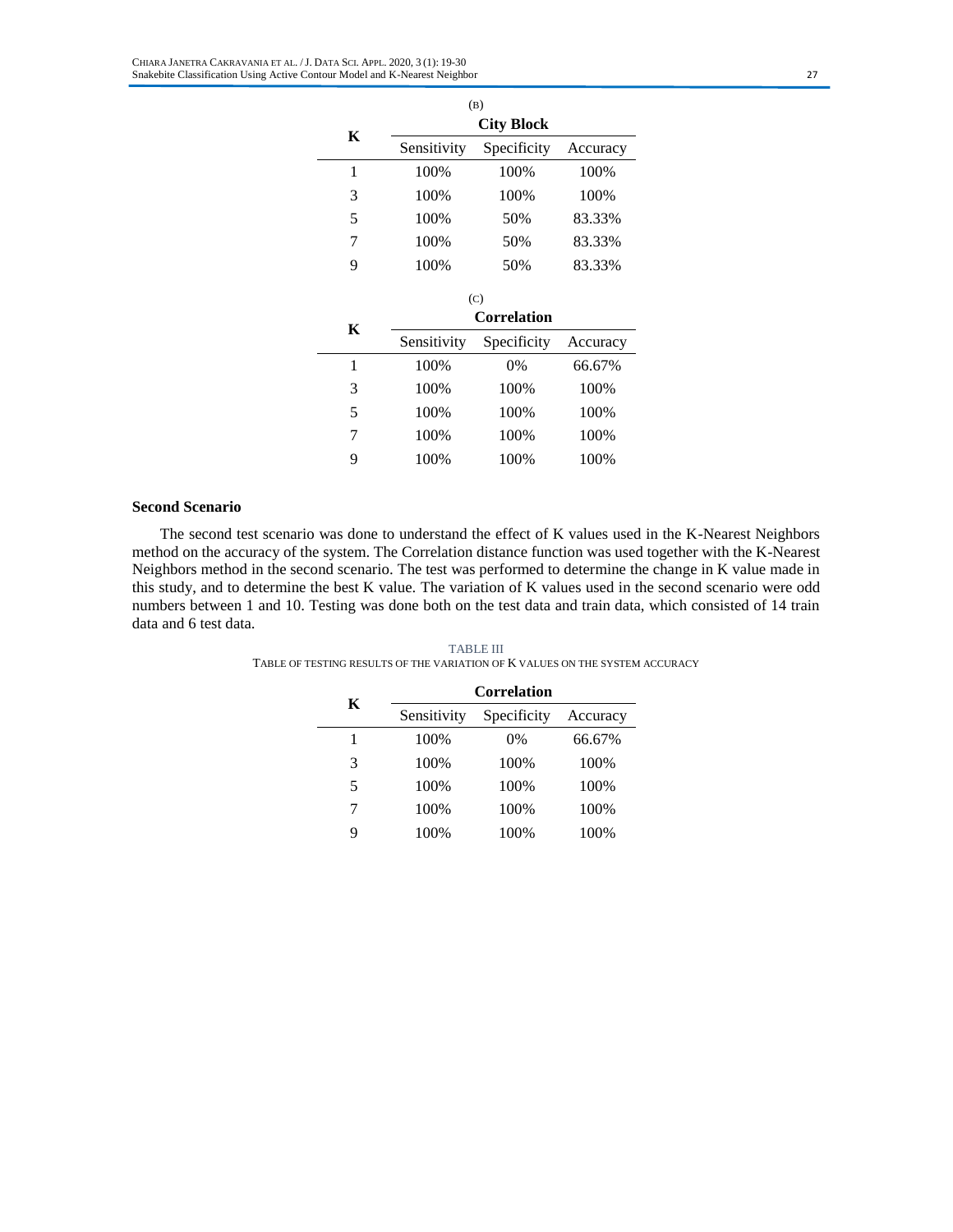(B)

| K | City Block | | |
|---|---|---|---|
| | Sensitivity | Specificity | Accuracy |
| 1 | 100% | 100% | 100% |
| 3 | 100% | 100% | 100% |
| 5 | 100% | 50% | 83.33% |
| 7 | 100% | 50% | 83.33% |
| 9 | 100% | 50% | 83.33% |

(C)

| K | Correlation | | |
|---|---|---|---|
| | Sensitivity | Specificity | Accuracy |
| 1 | 100% | 0% | 66.67% |
| 3 | 100% | 100% | 100% |
| 5 | 100% | 100% | 100% |
| 7 | 100% | 100% | 100% |
| 9 | 100% | 100% | 100% |

### Second Scenario

The second test scenario was done to understand the effect of K values used in the K-Nearest Neighbors method on the accuracy of the system. The Correlation distance function was used together with the K-Nearest Neighbors method in the second scenario. The test was performed to determine the change in K value made in this study, and to determine the best K value. The variation of K values used in the second scenario were odd numbers between 1 and 10. Testing was done both on the test data and train data, which consisted of 14 train data and 6 test data.

TABLE III

TABLE OF TESTING RESULTS OF THE VARIATION OF K VALUES ON THE SYSTEM ACCURACY

| K | Correlation | | |
|---|---|---|---|
| | Sensitivity | Specificity | Accuracy |
| 1 | 100% | 0% | 66.67% |
| 3 | 100% | 100% | 100% |
| 5 | 100% | 100% | 100% |
| 7 | 100% | 100% | 100% |
| 9 | 100% | 100% | 100% |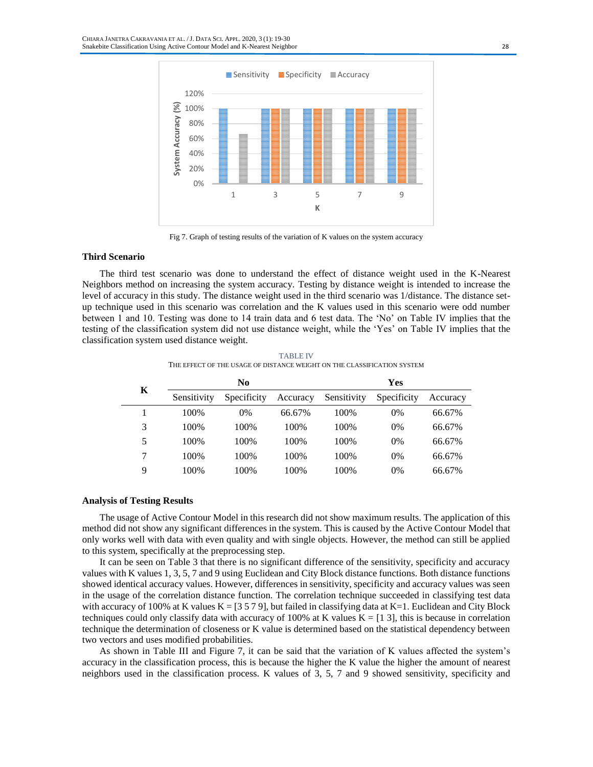Fig 7. Graph of testing results of the variation of K values on the system accuracy

### Third Scenario

The third test scenario was done to understand the effect of distance weight used in the K-Nearest Neighbors method on increasing the system accuracy. Testing by distance weight is intended to increase the level of accuracy in this study. The distance weight used in the third scenario was 1/distance. The distance set-up technique used in this scenario was correlation and the K values used in this scenario were odd number between 1 and 10. Testing was done to 14 train data and 6 test data. The 'No' on Table IV implies that the testing of the classification system did not use distance weight, while the 'Yes' on Table IV implies that the classification system used distance weight.

TABLE IV
THE EFFECT OF THE USAGE OF DISTANCE WEIGHT ON THE CLASSIFICATION SYSTEM

| K | No | | | Yes | | |
|---|---|---|---|---|---|---|
| | Sensitivity | Specificity | Accuracy | Sensitivity | Specificity | Accuracy |
| 1 | 100% | 0% | 66.67% | 100% | 0% | 66.67% |
| 3 | 100% | 100% | 100% | 100% | 0% | 66.67% |
| 5 | 100% | 100% | 100% | 100% | 0% | 66.67% |
| 7 | 100% | 100% | 100% | 100% | 0% | 66.67% |
| 9 | 100% | 100% | 100% | 100% | 0% | 66.67% |

### Analysis of Testing Results

The usage of Active Contour Model in this research did not show maximum results. The application of this method did not show any significant differences in the system. This is caused by the Active Contour Model that only works well with data with even quality and with single objects. However, the method can still be applied to this system, specifically at the preprocessing step.

It can be seen on Table 3 that there is no significant difference of the sensitivity, specificity and accuracy values with K values 1, 3, 5, 7 and 9 using Euclidean and City Block distance functions. Both distance functions showed identical accuracy values. However, differences in sensitivity, specificity and accuracy values was seen in the usage of the correlation distance function. The correlation technique succeeded in classifying test data with accuracy of 100% at K values K = [3 5 7 9], but failed in classifying data at K=1. Euclidean and City Block techniques could only classify data with accuracy of 100% at K values K = [1 3], this is because in correlation technique the determination of closeness or K value is determined based on the statistical dependency between two vectors and uses modified probabilities.

As shown in Table III and Figure 7, it can be said that the variation of K values affected the system's accuracy in the classification process, this is because the higher the K value the higher the amount of nearest neighbors used in the classification process. K values of 3, 5, 7 and 9 showed sensitivity, specificity and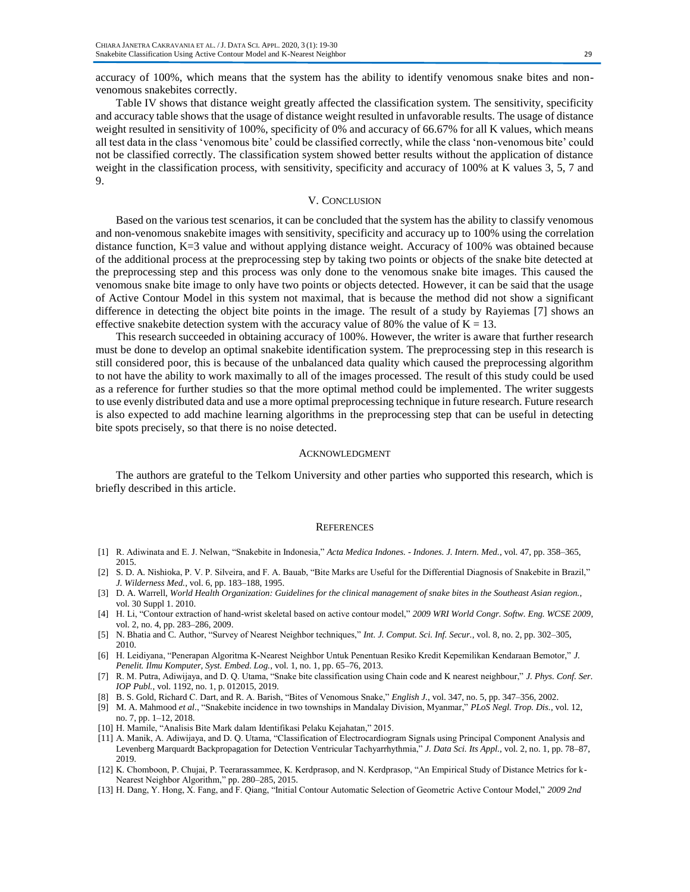accuracy of 100%, which means that the system has the ability to identify venomous snake bites and non-venomous snakebites correctly.

Table IV shows that distance weight greatly affected the classification system. The sensitivity, specificity and accuracy table shows that the usage of distance weight resulted in unfavorable results. The usage of distance weight resulted in sensitivity of 100%, specificity of 0% and accuracy of 66.67% for all K values, which means all test data in the class 'venomous bite' could be classified correctly, while the class 'non-venomous bite' could not be classified correctly. The classification system showed better results without the application of distance weight in the classification process, with sensitivity, specificity and accuracy of 100% at K values 3, 5, 7 and 9.

## V. Conclusion

Based on the various test scenarios, it can be concluded that the system has the ability to classify venomous and non-venomous snakebite images with sensitivity, specificity and accuracy up to 100% using the correlation distance function, K=3 value and without applying distance weight. Accuracy of 100% was obtained because of the additional process at the preprocessing step by taking two points or objects of the snake bite detected at the preprocessing step and this process was only done to the venomous snake bite images. This caused the venomous snake bite image to only have two points or objects detected. However, it can be said that the usage of Active Contour Model in this system not maximal, that is because the method did not show a significant difference in detecting the object bite points in the image. The result of a study by Rayiemas [7] shows an effective snakebite detection system with the accuracy value of 80% the value of K = 13.

This research succeeded in obtaining accuracy of 100%. However, the writer is aware that further research must be done to develop an optimal snakebite identification system. The preprocessing step in this research is still considered poor, this is because of the unbalanced data quality which caused the preprocessing algorithm to not have the ability to work maximally to all of the images processed. The result of this study could be used as a reference for further studies so that the more optimal method could be implemented. The writer suggests to use evenly distributed data and use a more optimal preprocessing technique in future research. Future research is also expected to add machine learning algorithms in the preprocessing step that can be useful in detecting bite spots precisely, so that there is no noise detected.

## Acknowledgment

The authors are grateful to the Telkom University and other parties who supported this research, which is briefly described in this article.

## References

[1] R. Adiwinata and E. J. Nelwan, "Snakebite in Indonesia," *Acta Medica Indones. - Indones. J. Intern. Med.*, vol. 47, pp. 358–365, 2015.

[2] S. D. A. Nishioka, P. V. P. Silveira, and F. A. Bauab, "Bite Marks are Useful for the Differential Diagnosis of Snakebite in Brazil," *J. Wilderness Med.*, vol. 6, pp. 183–188, 1995.

[3] D. A. Warrell, *World Health Organization: Guidelines for the clinical management of snake bites in the Southeast Asian region.*, vol. 30 Suppl 1. 2010.

[4] H. Li, "Contour extraction of hand-wrist skeletal based on active contour model," *2009 WRI World Congr. Softw. Eng. WCSE 2009*, vol. 2, no. 4, pp. 283–286, 2009.

[5] N. Bhatia and C. Author, "Survey of Nearest Neighbor techniques," *Int. J. Comput. Sci. Inf. Secur.*, vol. 8, no. 2, pp. 302–305, 2010.

[6] H. Leidiyana, "Penerapan Algoritma K-Nearest Neighbor Untuk Penentuan Resiko Kredit Kepemilikan Kendaraan Bemotor," *J. Penelit. Ilmu Komputer, Syst. Embed. Log.*, vol. 1, no. 1, pp. 65–76, 2013.

[7] R. M. Putra, Adiwijaya, and D. Q. Utama, "Snake bite classification using Chain code and K nearest neighbour," *J. Phys. Conf. Ser. IOP Publ.*, vol. 1192, no. 1, p. 012015, 2019.

[8] B. S. Gold, Richard C. Dart, and R. A. Barish, "Bites of Venomous Snake," *English J.*, vol. 347, no. 5, pp. 347–356, 2002.

[9] M. A. Mahmood *et al.*, "Snakebite incidence in two townships in Mandalay Division, Myanmar," *PLoS Negl. Trop. Dis.*, vol. 12, no. 7, pp. 1–12, 2018.

[10] H. Mamile, "Analisis Bite Mark dalam Identifikasi Pelaku Kejahatan," 2015.

[11] A. Manik, A. Adiwijaya, and D. Q. Utama, "Classification of Electrocardiogram Signals using Principal Component Analysis and Levenberg Marquardt Backpropagation for Detection Ventricular Tachyarrhythmia," *J. Data Sci. Its Appl.*, vol. 2, no. 1, pp. 78–87, 2019.

[12] K. Chomboon, P. Chujai, P. Teerarassammee, K. Kerdprasop, and N. Kerdprasop, "An Empirical Study of Distance Metrics for k-Nearest Neighbor Algorithm," pp. 280–285, 2015.

[13] H. Dang, Y. Hong, X. Fang, and F. Qiang, "Initial Contour Automatic Selection of Geometric Active Contour Model," *2009 2nd*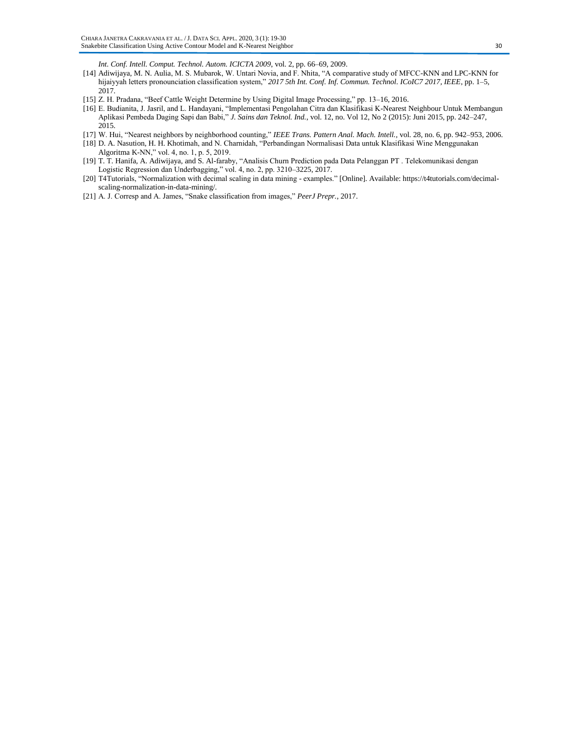*Int. Conf. Intell. Comput. Technol. Autom. ICICTA 2009*, vol. 2, pp. 66–69, 2009.

[14] Adiwijaya, M. N. Aulia, M. S. Mubarok, W. Untari Novia, and F. Nhita, “A comparative study of MFCC-KNN and LPC-KNN for hijaiyyah letters pronounciation classification system,” *2017 5th Int. Conf. Inf. Commun. Technol. ICoIC7 2017, IEEE*, pp. 1–5, 2017.

[15] Z. H. Pradana, “Beef Cattle Weight Determine by Using Digital Image Processing,” pp. 13–16, 2016.

[16] E. Budianita, J. Jasril, and L. Handayani, “Implementasi Pengolahan Citra dan Klasifikasi K-Nearest Neighbour Untuk Membangun Aplikasi Pembeda Daging Sapi dan Babi,” *J. Sains dan Teknol. Ind.*, vol. 12, no. Vol 12, No 2 (2015): Juni 2015, pp. 242–247, 2015.

[17] W. Hui, “Nearest neighbors by neighborhood counting,” *IEEE Trans. Pattern Anal. Mach. Intell.*, vol. 28, no. 6, pp. 942–953, 2006.

[18] D. A. Nasution, H. H. Khotimah, and N. Charnidah, “Perbandingan Normalisasi Data untuk Klasifikasi Wine Menggunakan Algoritma K-NN,” vol. 4, no. 1, p. 5, 2019.

[19] T. T. Hanifa, A. Adiwijaya, and S. Al-faraby, “Analisis Churn Prediction pada Data Pelanggan PT . Telekomunikasi dengan Logistic Regression dan Underbagging,” vol. 4, no. 2, pp. 3210–3225, 2017.

[20] T4Tutorials, “Normalization with decimal scaling in data mining - examples.” [Online]. Available: https://t4tutorials.com/decimal-scaling-normalization-in-data-mining/.

[21] A. J. Corresp and A. James, “Snake classification from images,” *PeerJ Prepr.*, 2017.